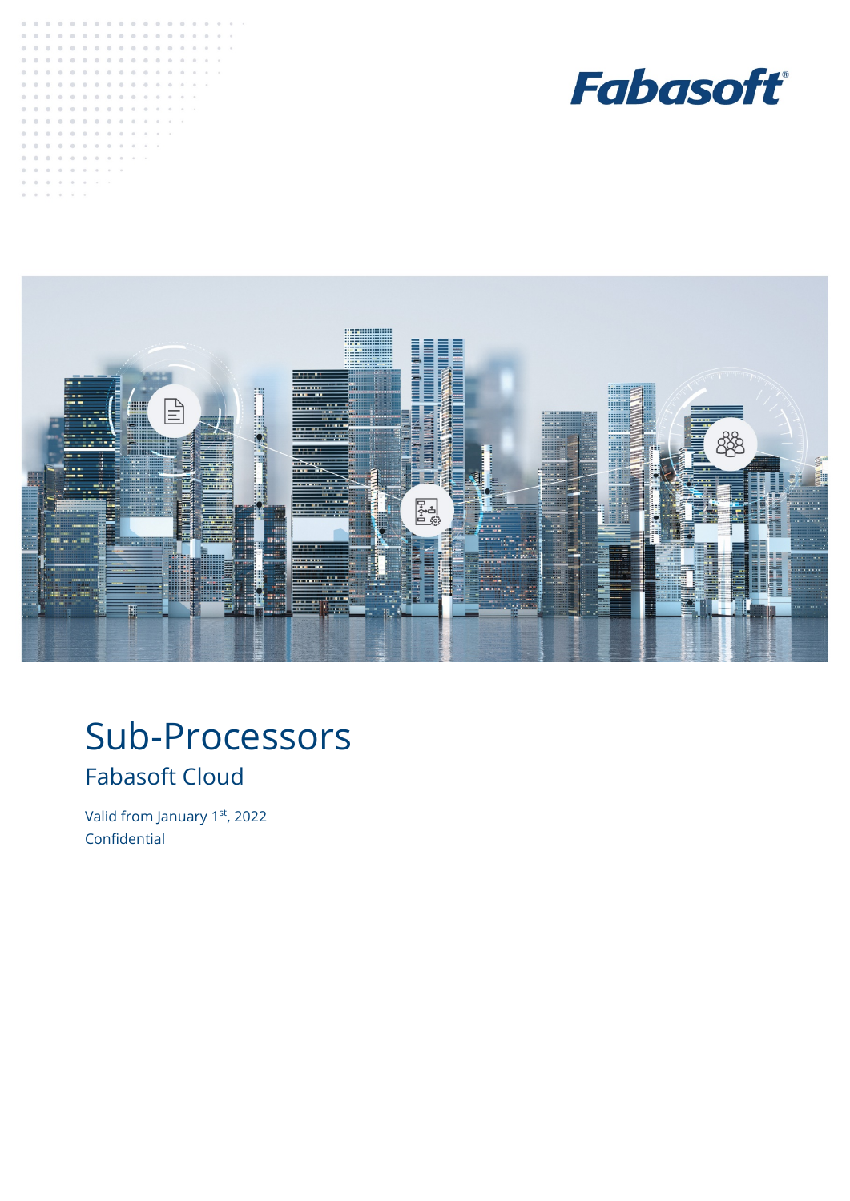Fabasoft

# Sub-Processors

## Fabasoft Cloud

Valid from January 1st, 2022

Confidential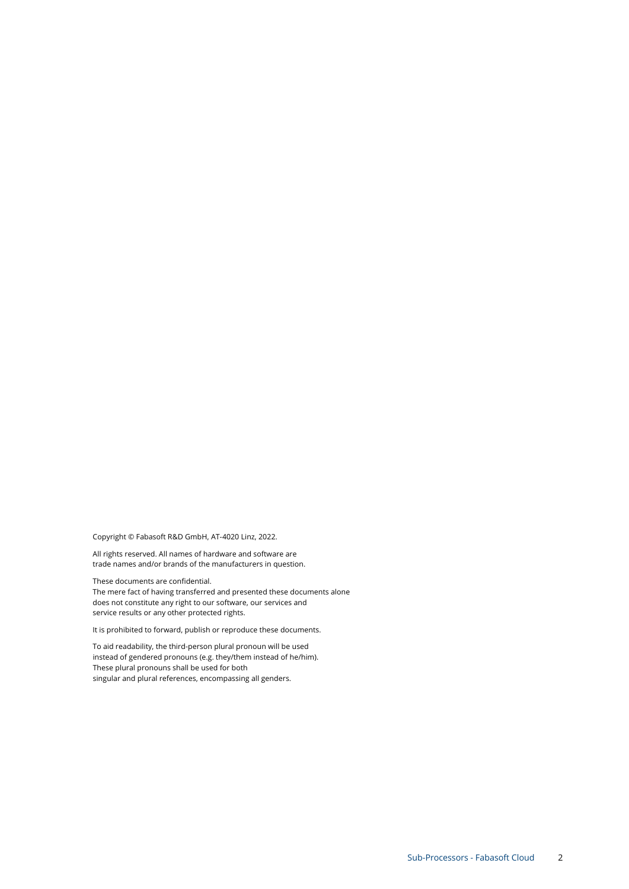Copyright © Fabasoft R&D GmbH, AT-4020 Linz, 2022.

All rights reserved. All names of hardware and software are trade names and/or brands of the manufacturers in question.

These documents are confidential.
The mere fact of having transferred and presented these documents alone does not constitute any right to our software, our services and service results or any other protected rights.

It is prohibited to forward, publish or reproduce these documents.

To aid readability, the third-person plural pronoun will be used instead of gendered pronouns (e.g. they/them instead of he/him). These plural pronouns shall be used for both singular and plural references, encompassing all genders.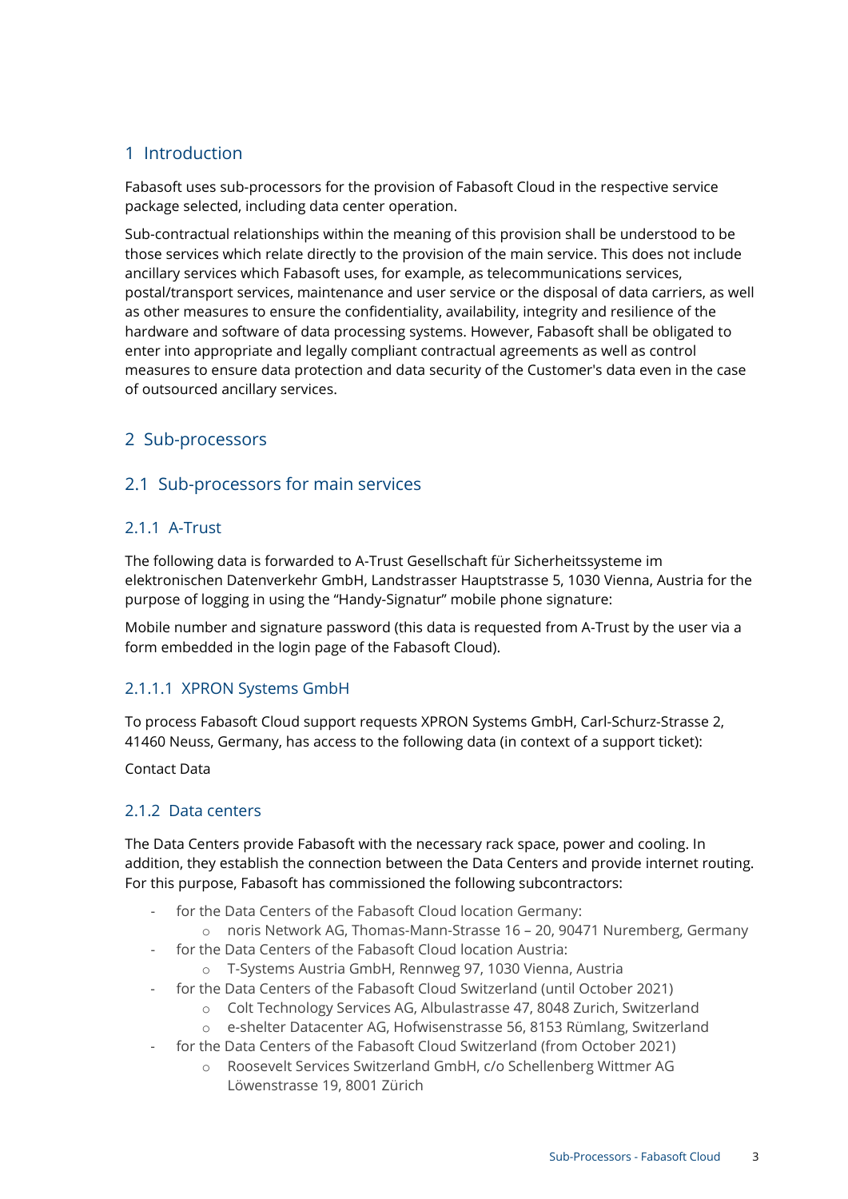# 1 Introduction

Fabasoft uses sub-processors for the provision of Fabasoft Cloud in the respective service package selected, including data center operation.

Sub-contractual relationships within the meaning of this provision shall be understood to be those services which relate directly to the provision of the main service. This does not include ancillary services which Fabasoft uses, for example, as telecommunications services, postal/transport services, maintenance and user service or the disposal of data carriers, as well as other measures to ensure the confidentiality, availability, integrity and resilience of the hardware and software of data processing systems. However, Fabasoft shall be obligated to enter into appropriate and legally compliant contractual agreements as well as control measures to ensure data protection and data security of the Customer's data even in the case of outsourced ancillary services.

# 2 Sub-processors

## 2.1 Sub-processors for main services

### 2.1.1 A-Trust

The following data is forwarded to A-Trust Gesellschaft für Sicherheitssysteme im elektronischen Datenverkehr GmbH, Landstrasser Hauptstrasse 5, 1030 Vienna, Austria for the purpose of logging in using the "Handy-Signatur" mobile phone signature:

Mobile number and signature password (this data is requested from A-Trust by the user via a form embedded in the login page of the Fabasoft Cloud).

#### 2.1.1.1 XPRON Systems GmbH

To process Fabasoft Cloud support requests XPRON Systems GmbH, Carl-Schurz-Strasse 2, 41460 Neuss, Germany, has access to the following data (in context of a support ticket):

Contact Data

### 2.1.2 Data centers

The Data Centers provide Fabasoft with the necessary rack space, power and cooling. In addition, they establish the connection between the Data Centers and provide internet routing. For this purpose, Fabasoft has commissioned the following subcontractors:

- for the Data Centers of the Fabasoft Cloud location Germany:
  - noris Network AG, Thomas-Mann-Strasse 16 – 20, 90471 Nuremberg, Germany
- for the Data Centers of the Fabasoft Cloud location Austria:
  - T-Systems Austria GmbH, Rennweg 97, 1030 Vienna, Austria
- for the Data Centers of the Fabasoft Cloud Switzerland (until October 2021)
  - Colt Technology Services AG, Albulastrasse 47, 8048 Zurich, Switzerland
  - e-shelter Datacenter AG, Hofwisenstrasse 56, 8153 Rümlang, Switzerland
- for the Data Centers of the Fabasoft Cloud Switzerland (from October 2021)
  - Roosevelt Services Switzerland GmbH, c/o Schellenberg Wittmer AG Löwenstrasse 19, 8001 Zürich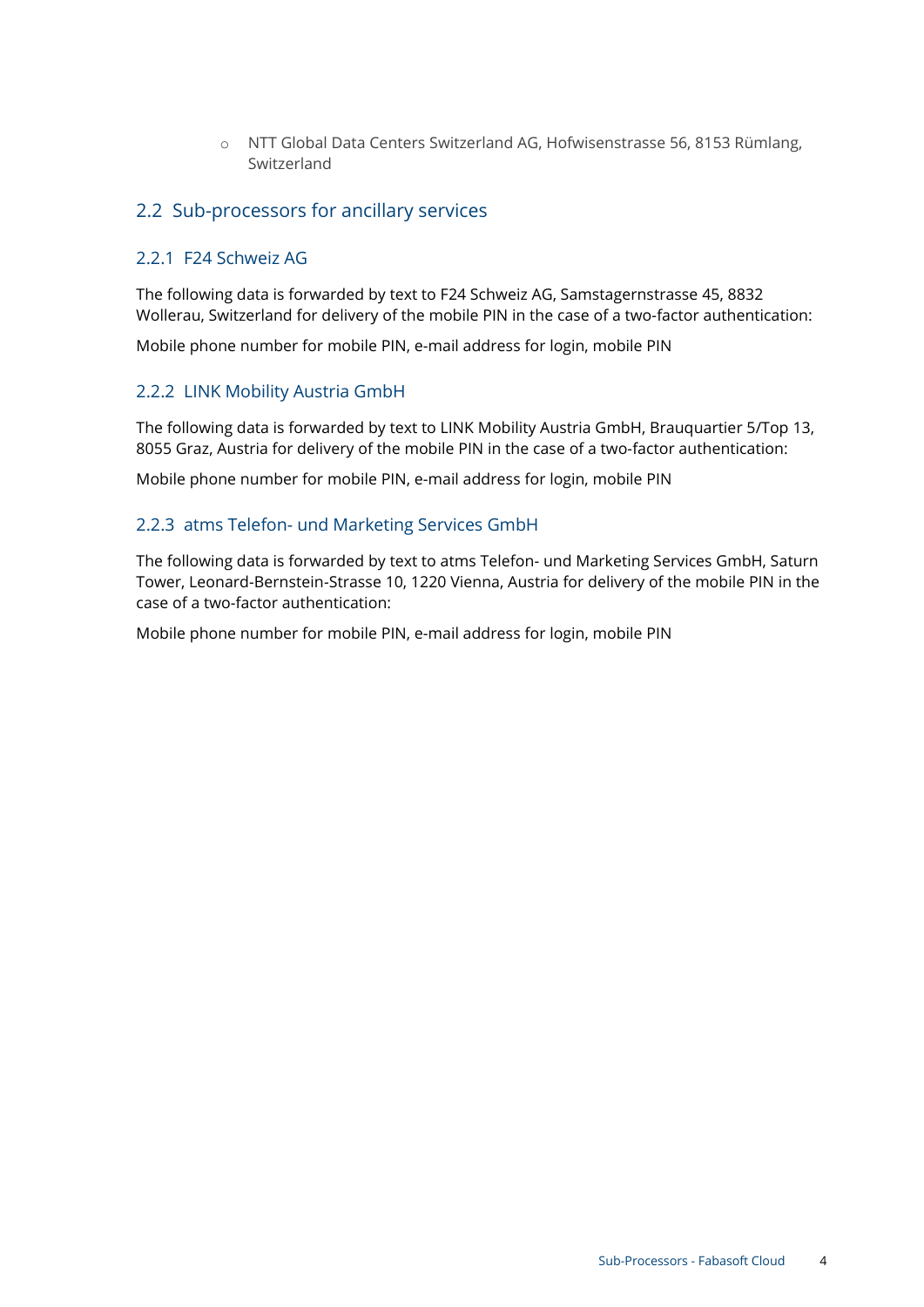- NTT Global Data Centers Switzerland AG, Hofwisenstrasse 56, 8153 Rümlang, Switzerland

## 2.2 Sub-processors for ancillary services

### 2.2.1 F24 Schweiz AG

The following data is forwarded by text to F24 Schweiz AG, Samstagernstrasse 45, 8832 Wollerau, Switzerland for delivery of the mobile PIN in the case of a two-factor authentication:

Mobile phone number for mobile PIN, e-mail address for login, mobile PIN

### 2.2.2 LINK Mobility Austria GmbH

The following data is forwarded by text to LINK Mobility Austria GmbH, Brauquartier 5/Top 13, 8055 Graz, Austria for delivery of the mobile PIN in the case of a two-factor authentication:

Mobile phone number for mobile PIN, e-mail address for login, mobile PIN

### 2.2.3 atms Telefon- und Marketing Services GmbH

The following data is forwarded by text to atms Telefon- und Marketing Services GmbH, Saturn Tower, Leonard-Bernstein-Strasse 10, 1220 Vienna, Austria for delivery of the mobile PIN in the case of a two-factor authentication:

Mobile phone number for mobile PIN, e-mail address for login, mobile PIN